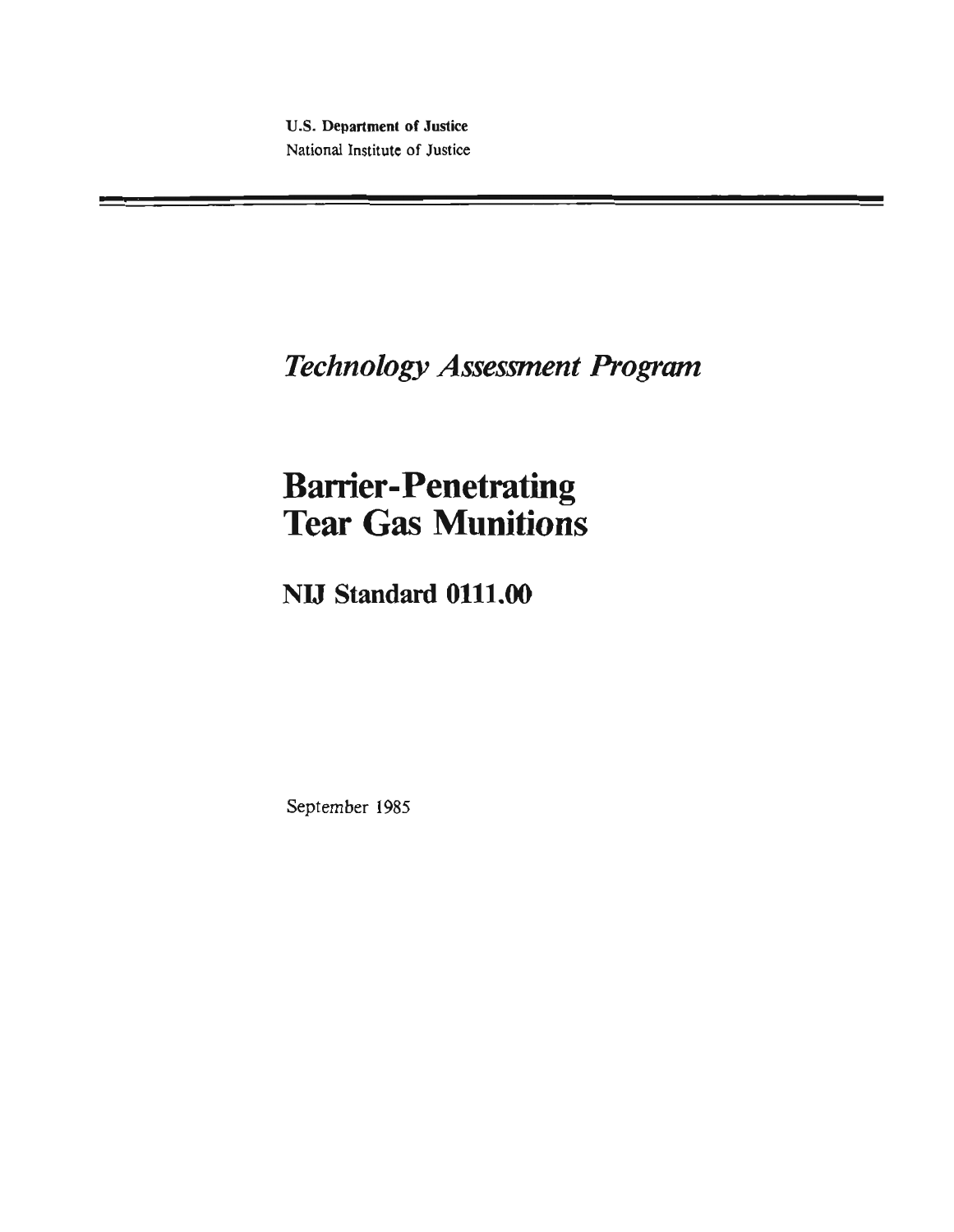**U.S. Department of Justice**
National Institute of Justice

---

*Technology Assessment Program*

# Barrier-Penetrating Tear Gas Munitions

## NIJ Standard 0111.00

September 1985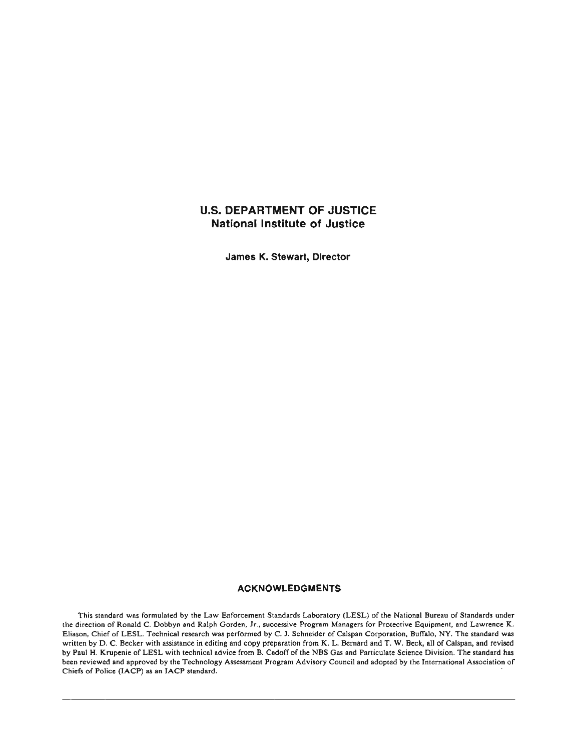**U.S. DEPARTMENT OF JUSTICE**
**National Institute of Justice**

**James K. Stewart, Director**

## ACKNOWLEDGMENTS

This standard was formulated by the Law Enforcement Standards Laboratory (LESL) of the National Bureau of Standards under the direction of Ronald C. Dobbyn and Ralph Gorden, Jr., successive Program Managers for Protective Equipment, and Lawrence K. Eliason, Chief of LESL. Technical research was performed by C. J. Schneider of Calspan Corporation, Buffalo, NY. The standard was written by D. C. Becker with assistance in editing and copy preparation from K. L. Bernard and T. W. Beck, all of Calspan, and revised by Paul H. Krupenie of LESL with technical advice from B. Cadoff of the NBS Gas and Particulate Science Division. The standard has been reviewed and approved by the Technology Assessment Program Advisory Council and adopted by the International Association of Chiefs of Police (IACP) as an IACP standard.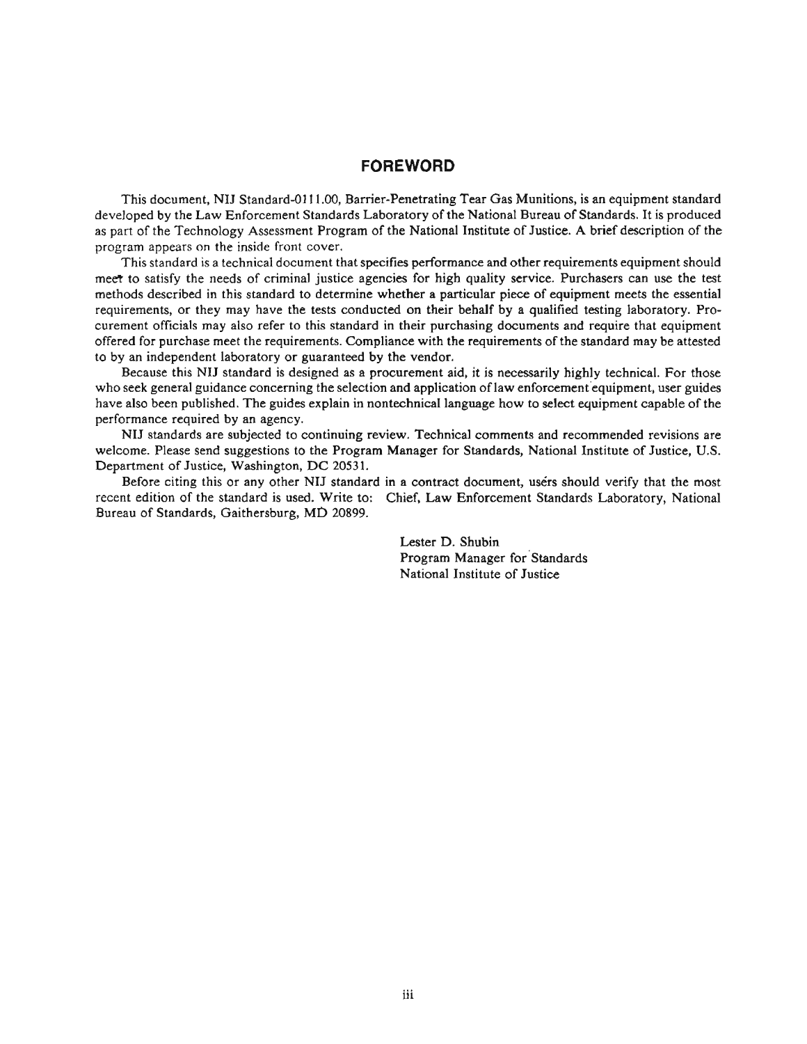## FOREWORD

This document, NIJ Standard-0111.00, Barrier-Penetrating Tear Gas Munitions, is an equipment standard developed by the Law Enforcement Standards Laboratory of the National Bureau of Standards. It is produced as part of the Technology Assessment Program of the National Institute of Justice. A brief description of the program appears on the inside front cover.

This standard is a technical document that specifies performance and other requirements equipment should meet to satisfy the needs of criminal justice agencies for high quality service. Purchasers can use the test methods described in this standard to determine whether a particular piece of equipment meets the essential requirements, or they may have the tests conducted on their behalf by a qualified testing laboratory. Procurement officials may also refer to this standard in their purchasing documents and require that equipment offered for purchase meet the requirements. Compliance with the requirements of the standard may be attested to by an independent laboratory or guaranteed by the vendor.

Because this NIJ standard is designed as a procurement aid, it is necessarily highly technical. For those who seek general guidance concerning the selection and application of law enforcement equipment, user guides have also been published. The guides explain in nontechnical language how to select equipment capable of the performance required by an agency.

NIJ standards are subjected to continuing review. Technical comments and recommended revisions are welcome. Please send suggestions to the Program Manager for Standards, National Institute of Justice, U.S. Department of Justice, Washington, DC 20531.

Before citing this or any other NIJ standard in a contract document, users should verify that the most recent edition of the standard is used. Write to: Chief, Law Enforcement Standards Laboratory, National Bureau of Standards, Gaithersburg, MD 20899.

Lester D. Shubin
Program Manager for Standards
National Institute of Justice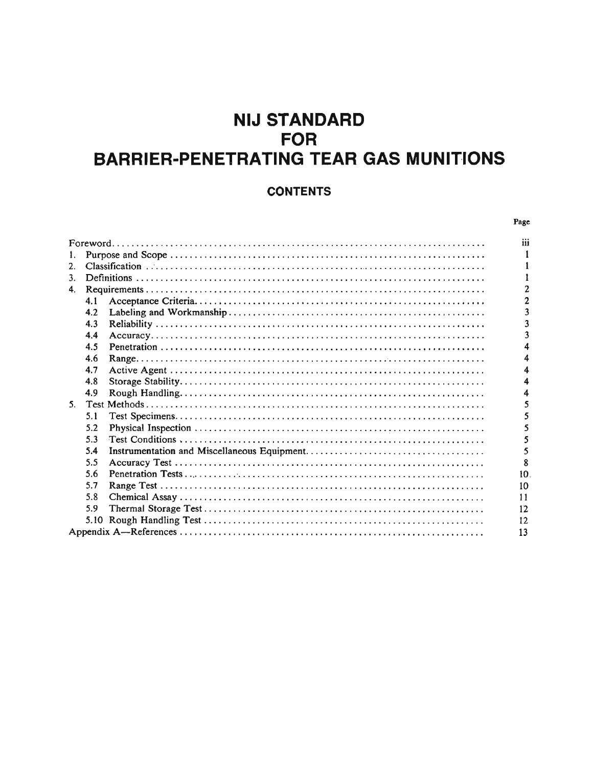# NIJ STANDARD FOR BARRIER-PENETRATING TEAR GAS MUNITIONS

## CONTENTS

| | Page |
|---|---|
| Foreword | iii |
| 1. Purpose and Scope | 1 |
| 2. Classification | 1 |
| 3. Definitions | 1 |
| 4. Requirements | 2 |
| 4.1 Acceptance Criteria | 2 |
| 4.2 Labeling and Workmanship | 3 |
| 4.3 Reliability | 3 |
| 4.4 Accuracy | 3 |
| 4.5 Penetration | 4 |
| 4.6 Range | 4 |
| 4.7 Active Agent | 4 |
| 4.8 Storage Stability | 4 |
| 4.9 Rough Handling | 4 |
| 5. Test Methods | 5 |
| 5.1 Test Specimens | 5 |
| 5.2 Physical Inspection | 5 |
| 5.3 Test Conditions | 5 |
| 5.4 Instrumentation and Miscellaneous Equipment | 5 |
| 5.5 Accuracy Test | 8 |
| 5.6 Penetration Tests | 10 |
| 5.7 Range Test | 10 |
| 5.8 Chemical Assay | 11 |
| 5.9 Thermal Storage Test | 12 |
| 5.10 Rough Handling Test | 12 |
| Appendix A—References | 13 |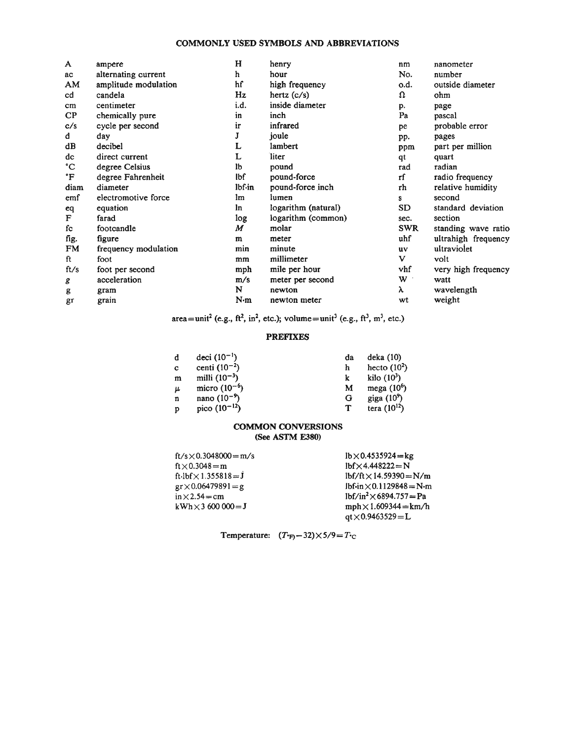## COMMONLY USED SYMBOLS AND ABBREVIATIONS

| Symbol | Meaning | Symbol | Meaning | Symbol | Meaning |
|---|---|---|---|---|---|
| A | ampere | H | henry | nm | nanometer |
| ac | alternating current | h | hour | No. | number |
| AM | amplitude modulation | hf | high frequency | o.d. | outside diameter |
| cd | candela | Hz | hertz (c/s) | Ω | ohm |
| cm | centimeter | i.d. | inside diameter | p. | page |
| CP | chemically pure | in | inch | Pa | pascal |
| c/s | cycle per second | ir | infrared | pe | probable error |
| d | day | J | joule | pp. | pages |
| dB | decibel | L | lambert | ppm | part per million |
| dc | direct current | L | liter | qt | quart |
| °C | degree Celsius | lb | pound | rad | radian |
| °F | degree Fahrenheit | lbf | pound-force | rf | radio frequency |
| diam | diameter | lbf·in | pound-force inch | rh | relative humidity |
| emf | electromotive force | lm | lumen | s | second |
| eq | equation | ln | logarithm (natural) | SD | standard deviation |
| F | farad | log | logarithm (common) | sec. | section |
| fc | footcandle | *M* | molar | SWR | standing wave ratio |
| fig. | figure | m | meter | uhf | ultrahigh frequency |
| FM | frequency modulation | min | minute | uv | ultraviolet |
| ft | foot | mm | millimeter | V | volt |
| ft/s | foot per second | mph | mile per hour | vhf | very high frequency |
| *g* | acceleration | m/s | meter per second | W | watt |
| g | gram | N | newton | λ | wavelength |
| gr | grain | N·m | newton meter | wt | weight |

area = unit$^2$ (e.g., ft$^2$, in$^2$, etc.); volume = unit$^3$ (e.g., ft$^3$, m$^3$, etc.)

## PREFIXES

| Symbol | Prefix | Symbol | Prefix |
|---|---|---|---|
| d | deci ($10^{-1}$) | da | deka (10) |
| c | centi ($10^{-2}$) | h | hecto ($10^{2}$) |
| m | milli ($10^{-3}$) | k | kilo ($10^{3}$) |
| μ | micro ($10^{-6}$) | M | mega ($10^{6}$) |
| n | nano ($10^{-9}$) | G | giga ($10^{9}$) |
| p | pico ($10^{-12}$) | T | tera ($10^{12}$) |

## COMMON CONVERSIONS
### (See ASTM E380)

| | |
|---|---|
| ft/s × 0.3048000 = m/s | lb × 0.4535924 = kg |
| ft × 0.3048 = m | lbf × 4.448222 = N |
| ft·lbf × 1.355818 = J | lbf/ft × 14.59390 = N/m |
| gr × 0.06479891 = g | lbf·in × 0.1129848 = N·m |
| in × 2.54 = cm | lbf/in$^2$ × 6894.757 = Pa |
| kWh × 3 600 000 = J | mph × 1.609344 = km/h |
| | qt × 0.9463529 = L |

Temperature: $(T_{°F} - 32) \times 5/9 = T_{°C}$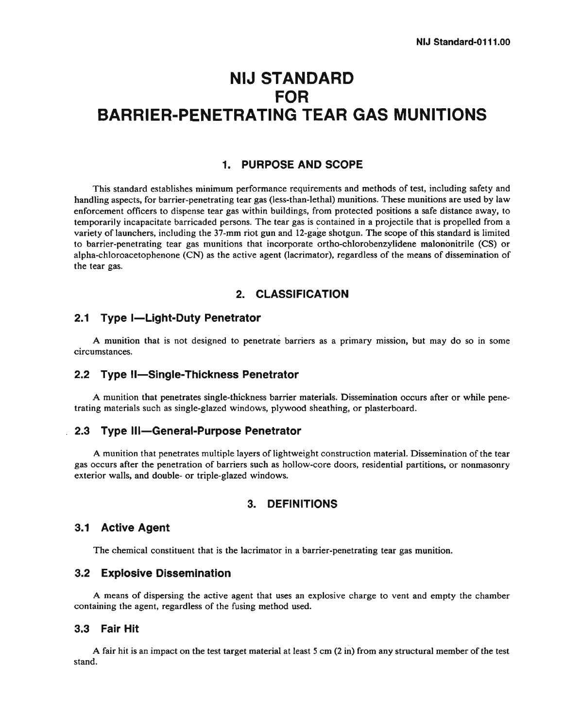# NIJ STANDARD FOR BARRIER-PENETRATING TEAR GAS MUNITIONS

## 1. PURPOSE AND SCOPE

This standard establishes minimum performance requirements and methods of test, including safety and handling aspects, for barrier-penetrating tear gas (less-than-lethal) munitions. These munitions are used by law enforcement officers to dispense tear gas within buildings, from protected positions a safe distance away, to temporarily incapacitate barricaded persons. The tear gas is contained in a projectile that is propelled from a variety of launchers, including the 37-mm riot gun and 12-gage shotgun. The scope of this standard is limited to barrier-penetrating tear gas munitions that incorporate ortho-chlorobenzylidene malononitrile (CS) or alpha-chloroacetophenone (CN) as the active agent (lacrimator), regardless of the means of dissemination of the tear gas.

## 2. CLASSIFICATION

### 2.1 Type I—Light-Duty Penetrator

A munition that is not designed to penetrate barriers as a primary mission, but may do so in some circumstances.

### 2.2 Type II—Single-Thickness Penetrator

A munition that penetrates single-thickness barrier materials. Dissemination occurs after or while penetrating materials such as single-glazed windows, plywood sheathing, or plasterboard.

### 2.3 Type III—General-Purpose Penetrator

A munition that penetrates multiple layers of lightweight construction material. Dissemination of the tear gas occurs after the penetration of barriers such as hollow-core doors, residential partitions, or nonmasonry exterior walls, and double- or triple-glazed windows.

## 3. DEFINITIONS

### 3.1 Active Agent

The chemical constituent that is the lacrimator in a barrier-penetrating tear gas munition.

### 3.2 Explosive Dissemination

A means of dispersing the active agent that uses an explosive charge to vent and empty the chamber containing the agent, regardless of the fusing method used.

### 3.3 Fair Hit

A fair hit is an impact on the test target material at least 5 cm (2 in) from any structural member of the test stand.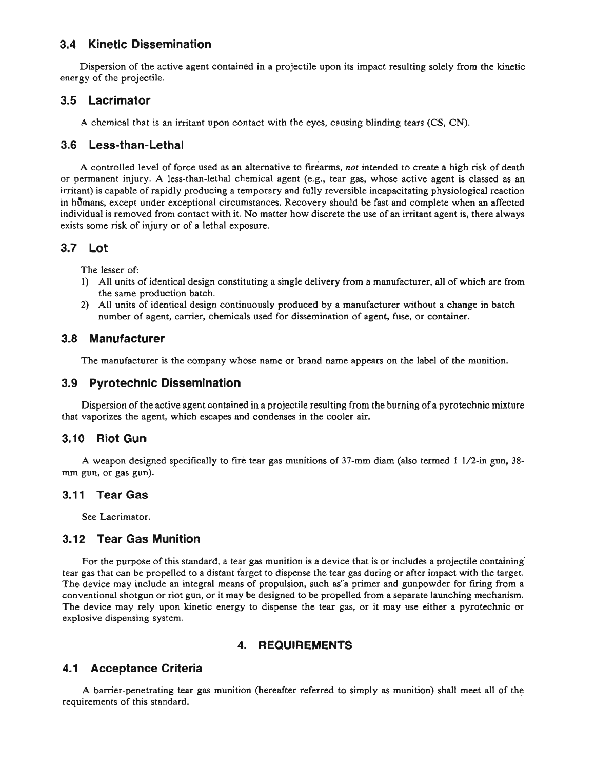### 3.4 Kinetic Dissemination

Dispersion of the active agent contained in a projectile upon its impact resulting solely from the kinetic energy of the projectile.

### 3.5 Lacrimator

A chemical that is an irritant upon contact with the eyes, causing blinding tears (CS, CN).

### 3.6 Less-than-Lethal

A controlled level of force used as an alternative to firearms, *not* intended to create a high risk of death or permanent injury. A less-than-lethal chemical agent (e.g., tear gas, whose active agent is classed as an irritant) is capable of rapidly producing a temporary and fully reversible incapacitating physiological reaction in humans, except under exceptional circumstances. Recovery should be fast and complete when an affected individual is removed from contact with it. No matter how discrete the use of an irritant agent is, there always exists some risk of injury or of a lethal exposure.

### 3.7 Lot

The lesser of:

1) All units of identical design constituting a single delivery from a manufacturer, all of which are from the same production batch.
2) All units of identical design continuously produced by a manufacturer without a change in batch number of agent, carrier, chemicals used for dissemination of agent, fuse, or container.

### 3.8 Manufacturer

The manufacturer is the company whose name or brand name appears on the label of the munition.

### 3.9 Pyrotechnic Dissemination

Dispersion of the active agent contained in a projectile resulting from the burning of a pyrotechnic mixture that vaporizes the agent, which escapes and condenses in the cooler air.

### 3.10 Riot Gun

A weapon designed specifically to fire tear gas munitions of 37-mm diam (also termed 1 1/2-in gun, 38-mm gun, or gas gun).

### 3.11 Tear Gas

See Lacrimator.

### 3.12 Tear Gas Munition

For the purpose of this standard, a tear gas munition is a device that is or includes a projectile containing tear gas that can be propelled to a distant target to dispense the tear gas during or after impact with the target. The device may include an integral means of propulsion, such as a primer and gunpowder for firing from a conventional shotgun or riot gun, or it may be designed to be propelled from a separate launching mechanism. The device may rely upon kinetic energy to dispense the tear gas, or it may use either a pyrotechnic or explosive dispensing system.

## 4. REQUIREMENTS

### 4.1 Acceptance Criteria

A barrier-penetrating tear gas munition (hereafter referred to simply as munition) shall meet all of the requirements of this standard.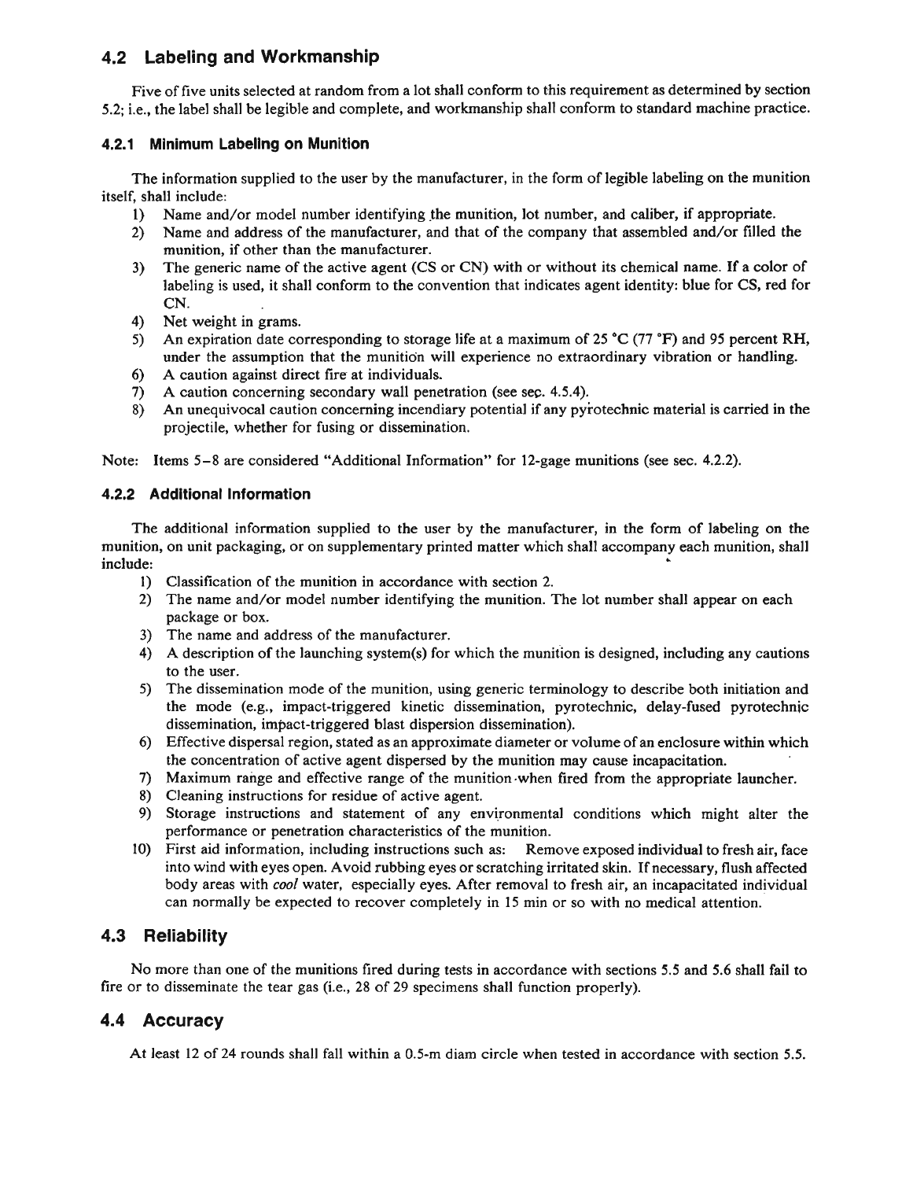## 4.2 Labeling and Workmanship

Five of five units selected at random from a lot shall conform to this requirement as determined by section 5.2; i.e., the label shall be legible and complete, and workmanship shall conform to standard machine practice.

### 4.2.1 Minimum Labeling on Munition

The information supplied to the user by the manufacturer, in the form of legible labeling on the munition itself, shall include:

1) Name and/or model number identifying the munition, lot number, and caliber, if appropriate.
2) Name and address of the manufacturer, and that of the company that assembled and/or filled the munition, if other than the manufacturer.
3) The generic name of the active agent (CS or CN) with or without its chemical name. If a color of labeling is used, it shall conform to the convention that indicates agent identity: blue for CS, red for CN.
4) Net weight in grams.
5) An expiration date corresponding to storage life at a maximum of 25 °C (77 °F) and 95 percent RH, under the assumption that the munition will experience no extraordinary vibration or handling.
6) A caution against direct fire at individuals.
7) A caution concerning secondary wall penetration (see sec. 4.5.4).
8) An unequivocal caution concerning incendiary potential if any pyrotechnic material is carried in the projectile, whether for fusing or dissemination.

Note: Items 5–8 are considered "Additional Information" for 12-gage munitions (see sec. 4.2.2).

### 4.2.2 Additional Information

The additional information supplied to the user by the manufacturer, in the form of labeling on the munition, on unit packaging, or on supplementary printed matter which shall accompany each munition, shall include:

1) Classification of the munition in accordance with section 2.
2) The name and/or model number identifying the munition. The lot number shall appear on each package or box.
3) The name and address of the manufacturer.
4) A description of the launching system(s) for which the munition is designed, including any cautions to the user.
5) The dissemination mode of the munition, using generic terminology to describe both initiation and the mode (e.g., impact-triggered kinetic dissemination, pyrotechnic, delay-fused pyrotechnic dissemination, impact-triggered blast dispersion dissemination).
6) Effective dispersal region, stated as an approximate diameter or volume of an enclosure within which the concentration of active agent dispersed by the munition may cause incapacitation.
7) Maximum range and effective range of the munition when fired from the appropriate launcher.
8) Cleaning instructions for residue of active agent.
9) Storage instructions and statement of any environmental conditions which might alter the performance or penetration characteristics of the munition.
10) First aid information, including instructions such as: Remove exposed individual to fresh air, face into wind with eyes open. Avoid rubbing eyes or scratching irritated skin. If necessary, flush affected body areas with *cool* water, especially eyes. After removal to fresh air, an incapacitated individual can normally be expected to recover completely in 15 min or so with no medical attention.

## 4.3 Reliability

No more than one of the munitions fired during tests in accordance with sections 5.5 and 5.6 shall fail to fire or to disseminate the tear gas (i.e., 28 of 29 specimens shall function properly).

## 4.4 Accuracy

At least 12 of 24 rounds shall fall within a 0.5-m diam circle when tested in accordance with section 5.5.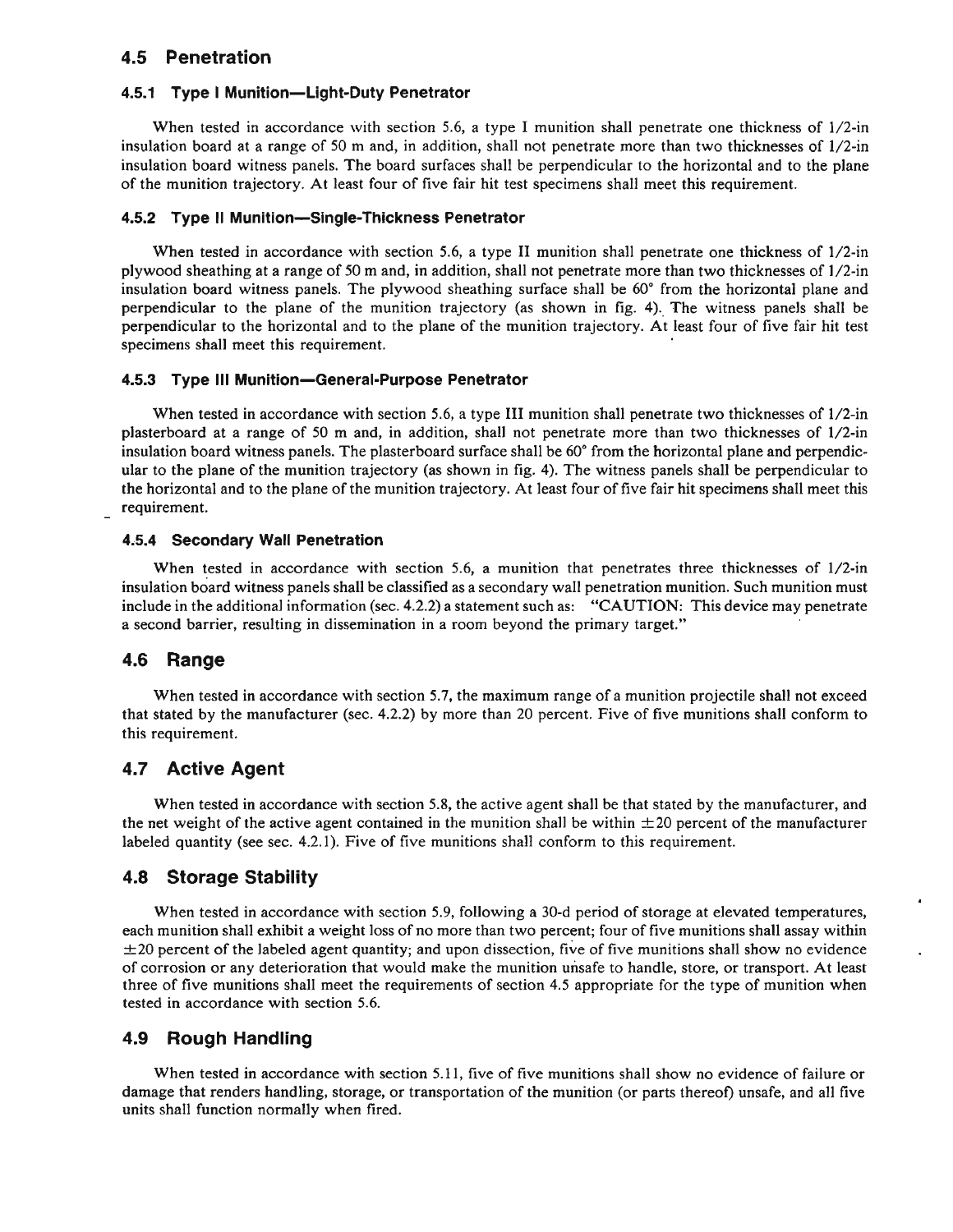## 4.5 Penetration

### 4.5.1 Type I Munition—Light-Duty Penetrator

When tested in accordance with section 5.6, a type I munition shall penetrate one thickness of 1/2-in insulation board at a range of 50 m and, in addition, shall not penetrate more than two thicknesses of 1/2-in insulation board witness panels. The board surfaces shall be perpendicular to the horizontal and to the plane of the munition trajectory. At least four of five fair hit test specimens shall meet this requirement.

### 4.5.2 Type II Munition—Single-Thickness Penetrator

When tested in accordance with section 5.6, a type II munition shall penetrate one thickness of 1/2-in plywood sheathing at a range of 50 m and, in addition, shall not penetrate more than two thicknesses of 1/2-in insulation board witness panels. The plywood sheathing surface shall be 60° from the horizontal plane and perpendicular to the plane of the munition trajectory (as shown in fig. 4). The witness panels shall be perpendicular to the horizontal and to the plane of the munition trajectory. At least four of five fair hit test specimens shall meet this requirement.

### 4.5.3 Type III Munition—General-Purpose Penetrator

When tested in accordance with section 5.6, a type III munition shall penetrate two thicknesses of 1/2-in plasterboard at a range of 50 m and, in addition, shall not penetrate more than two thicknesses of 1/2-in insulation board witness panels. The plasterboard surface shall be 60° from the horizontal plane and perpendicular to the plane of the munition trajectory (as shown in fig. 4). The witness panels shall be perpendicular to the horizontal and to the plane of the munition trajectory. At least four of five fair hit specimens shall meet this requirement.

### 4.5.4 Secondary Wall Penetration

When tested in accordance with section 5.6, a munition that penetrates three thicknesses of 1/2-in insulation board witness panels shall be classified as a secondary wall penetration munition. Such munition must include in the additional information (sec. 4.2.2) a statement such as: "CAUTION: This device may penetrate a second barrier, resulting in dissemination in a room beyond the primary target."

## 4.6 Range

When tested in accordance with section 5.7, the maximum range of a munition projectile shall not exceed that stated by the manufacturer (sec. 4.2.2) by more than 20 percent. Five of five munitions shall conform to this requirement.

## 4.7 Active Agent

When tested in accordance with section 5.8, the active agent shall be that stated by the manufacturer, and the net weight of the active agent contained in the munition shall be within $\pm 20$ percent of the manufacturer labeled quantity (see sec. 4.2.1). Five of five munitions shall conform to this requirement.

## 4.8 Storage Stability

When tested in accordance with section 5.9, following a 30-d period of storage at elevated temperatures, each munition shall exhibit a weight loss of no more than two percent; four of five munitions shall assay within $\pm 20$ percent of the labeled agent quantity; and upon dissection, five of five munitions shall show no evidence of corrosion or any deterioration that would make the munition unsafe to handle, store, or transport. At least three of five munitions shall meet the requirements of section 4.5 appropriate for the type of munition when tested in accordance with section 5.6.

## 4.9 Rough Handling

When tested in accordance with section 5.11, five of five munitions shall show no evidence of failure or damage that renders handling, storage, or transportation of the munition (or parts thereof) unsafe, and all five units shall function normally when fired.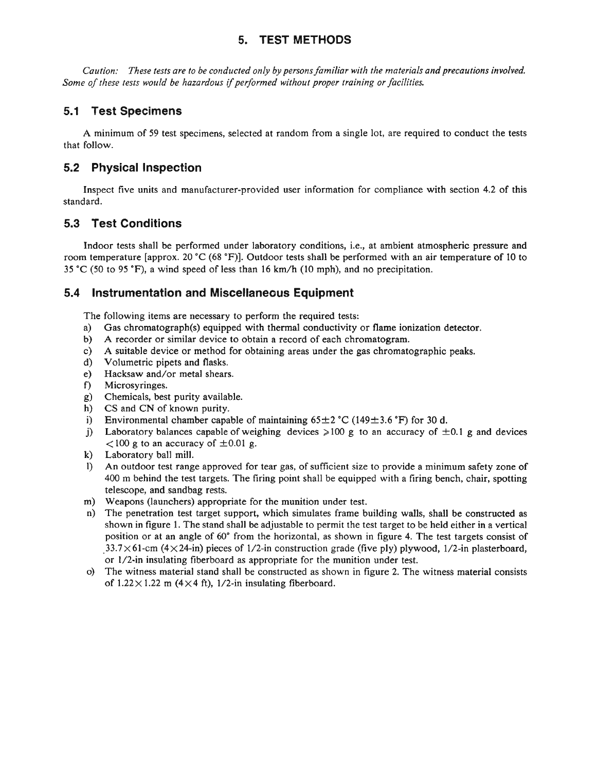# 5. TEST METHODS

*Caution: These tests are to be conducted only by persons familiar with the materials and precautions involved. Some of these tests would be hazardous if performed without proper training or facilities.*

## 5.1 Test Specimens

A minimum of 59 test specimens, selected at random from a single lot, are required to conduct the tests that follow.

## 5.2 Physical Inspection

Inspect five units and manufacturer-provided user information for compliance with section 4.2 of this standard.

## 5.3 Test Conditions

Indoor tests shall be performed under laboratory conditions, i.e., at ambient atmospheric pressure and room temperature [approx. 20 °C (68 °F)]. Outdoor tests shall be performed with an air temperature of 10 to 35 °C (50 to 95 °F), a wind speed of less than 16 km/h (10 mph), and no precipitation.

## 5.4 Instrumentation and Miscellaneous Equipment

The following items are necessary to perform the required tests:

a) Gas chromatograph(s) equipped with thermal conductivity or flame ionization detector.
b) A recorder or similar device to obtain a record of each chromatogram.
c) A suitable device or method for obtaining areas under the gas chromatographic peaks.
d) Volumetric pipets and flasks.
e) Hacksaw and/or metal shears.
f) Microsyringes.
g) Chemicals, best purity available.
h) CS and CN of known purity.
i) Environmental chamber capable of maintaining 65±2 °C (149±3.6 °F) for 30 d.
j) Laboratory balances capable of weighing devices ⩾100 g to an accuracy of ±0.1 g and devices <100 g to an accuracy of ±0.01 g.
k) Laboratory ball mill.
l) An outdoor test range approved for tear gas, of sufficient size to provide a minimum safety zone of 400 m behind the test targets. The firing point shall be equipped with a firing bench, chair, spotting telescope, and sandbag rests.
m) Weapons (launchers) appropriate for the munition under test.
n) The penetration test target support, which simulates frame building walls, shall be constructed as shown in figure 1. The stand shall be adjustable to permit the test target to be held either in a vertical position or at an angle of 60° from the horizontal, as shown in figure 4. The test targets consist of 33.7×61-cm (4×24-in) pieces of 1/2-in construction grade (five ply) plywood, 1/2-in plasterboard, or 1/2-in insulating fiberboard as appropriate for the munition under test.
o) The witness material stand shall be constructed as shown in figure 2. The witness material consists of 1.22×1.22 m (4×4 ft), 1/2-in insulating fiberboard.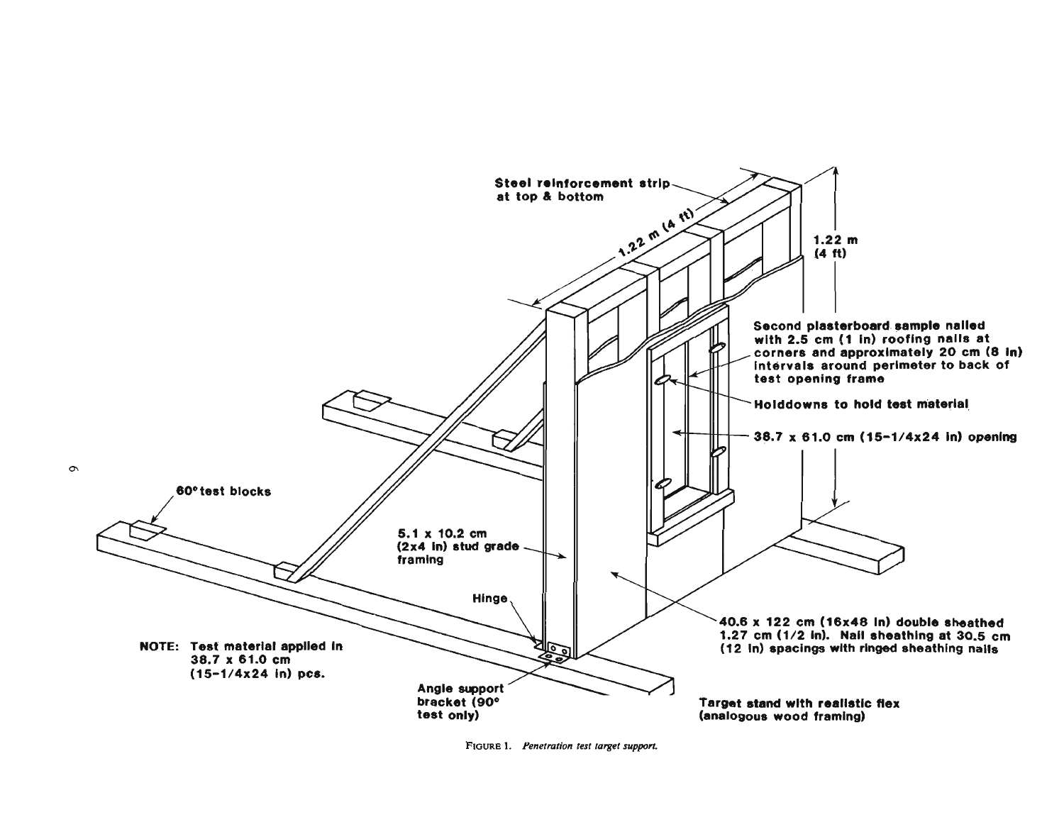Steel reinforcement strip at top & bottom

1.22 m (4 ft)

1.22 m (4 ft)

Second plasterboard sample nailed with 2.5 cm (1 in) roofing nails at corners and approximately 20 cm (8 in) intervals around perimeter to back of test opening frame

Holddowns to hold test material

38.7 x 61.0 cm (15-1/4x24 in) opening

60° test blocks

5.1 x 10.2 cm (2x4 in) stud grade framing

Hinge

40.6 x 122 cm (16x48 in) double sheathed 1.27 cm (1/2 in). Nail sheathing at 30.5 cm (12 in) spacings with ringed sheathing nails

NOTE: Test material applied in 38.7 x 61.0 cm (15-1/4x24 in) pcs.

Angle support bracket (90° test only)

Target stand with realistic flex (analogous wood framing)

FIGURE 1. *Penetration test target support.*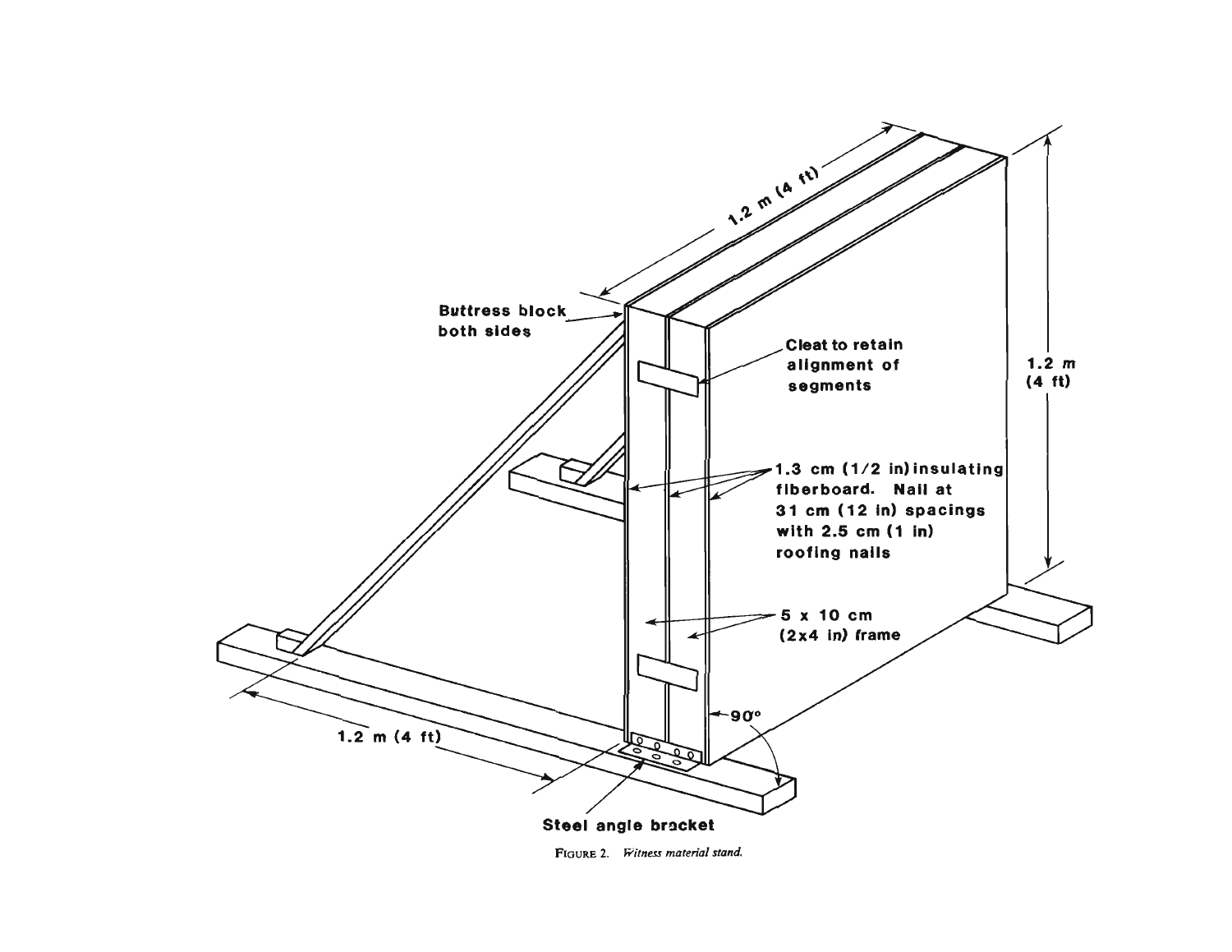FIGURE 2. *Witness material stand.*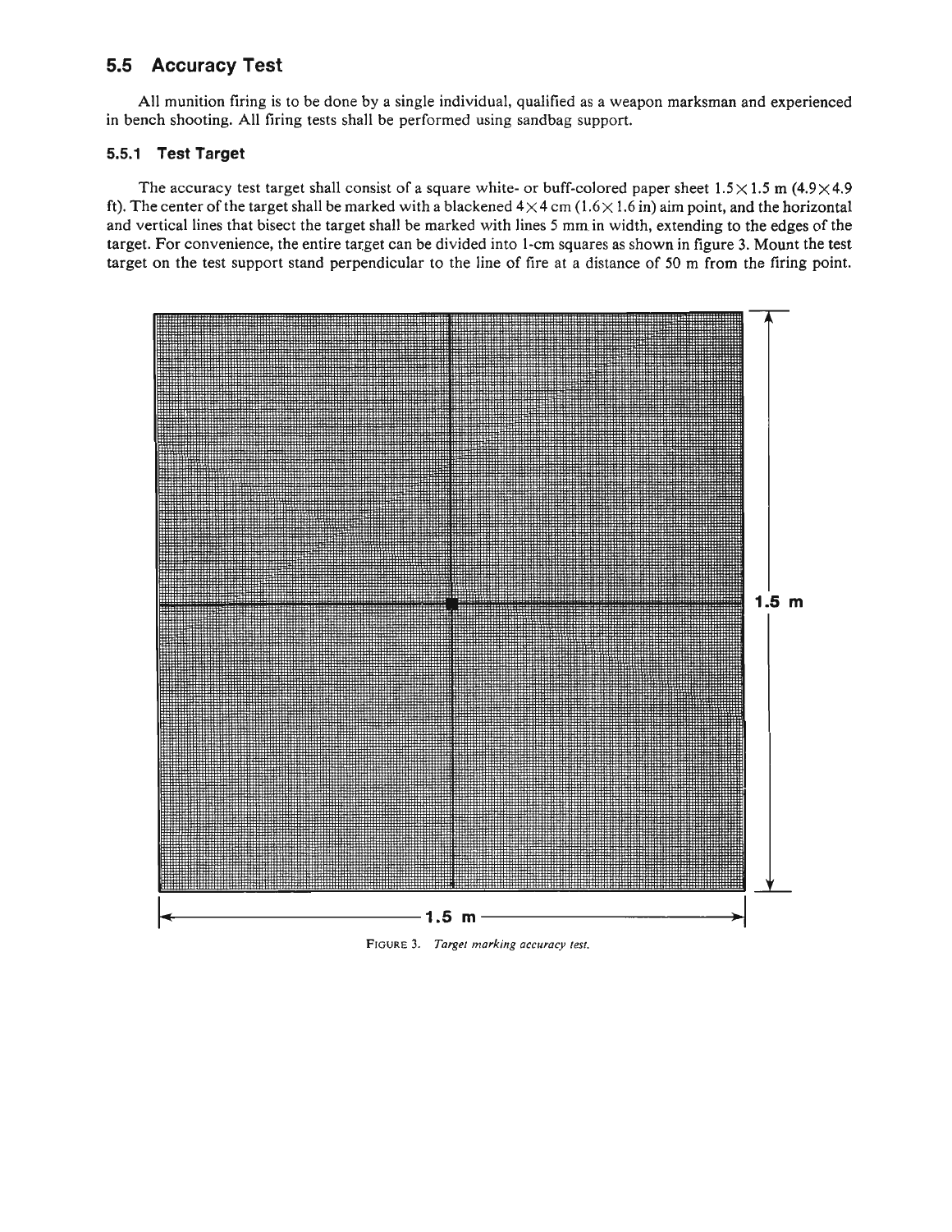## 5.5 Accuracy Test

All munition firing is to be done by a single individual, qualified as a weapon marksman and experienced in bench shooting. All firing tests shall be performed using sandbag support.

### 5.5.1 Test Target

The accuracy test target shall consist of a square white- or buff-colored paper sheet 1.5×1.5 m (4.9×4.9 ft). The center of the target shall be marked with a blackened 4×4 cm (1.6×1.6 in) aim point, and the horizontal and vertical lines that bisect the target shall be marked with lines 5 mm in width, extending to the edges of the target. For convenience, the entire target can be divided into 1-cm squares as shown in figure 3. Mount the test target on the test support stand perpendicular to the line of fire at a distance of 50 m from the firing point.

1.5 m

1.5 m

FIGURE 3. *Target marking accuracy test.*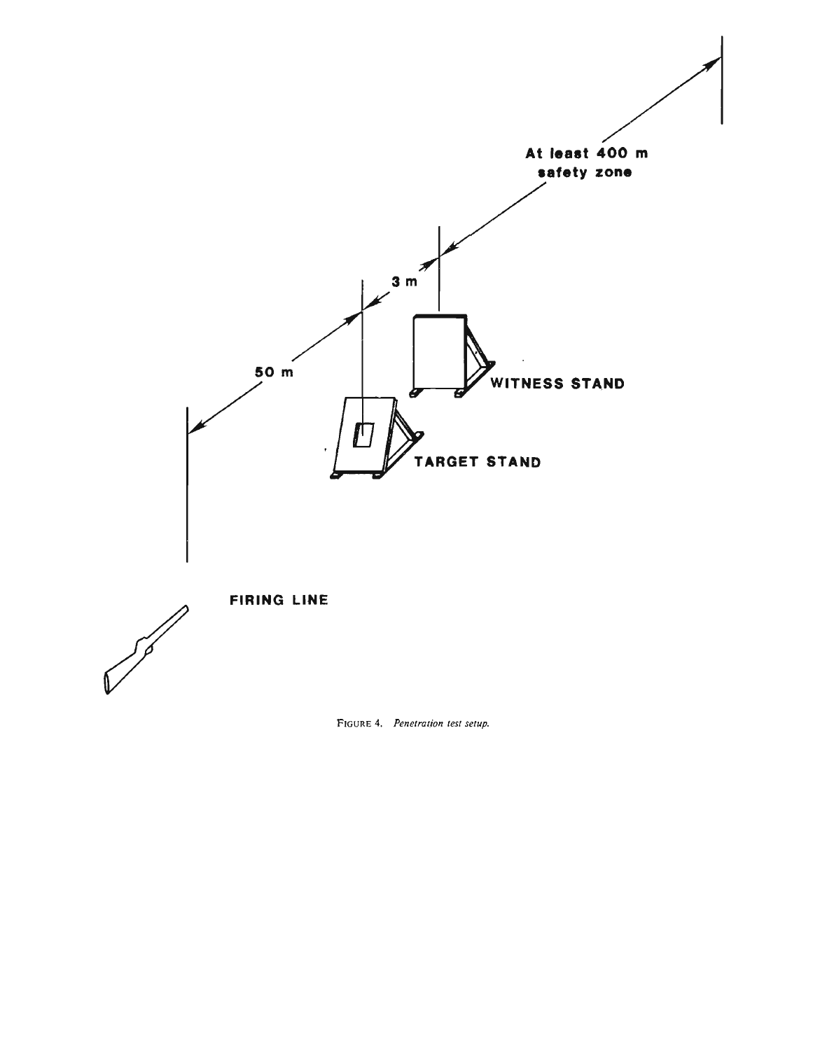At least 400 m
safety zone

3 m

50 m

WITNESS STAND

TARGET STAND

FIRING LINE

FIGURE 4. *Penetration test setup.*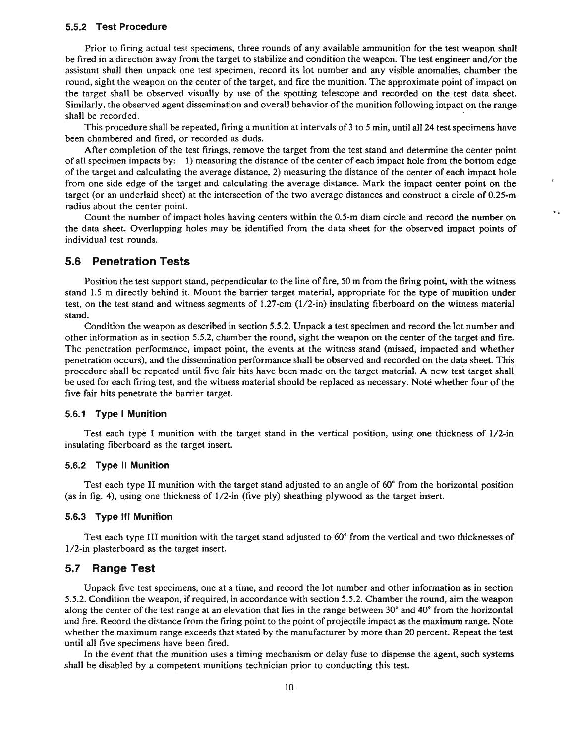### 5.5.2 Test Procedure

Prior to firing actual test specimens, three rounds of any available ammunition for the test weapon shall be fired in a direction away from the target to stabilize and condition the weapon. The test engineer and/or the assistant shall then unpack one test specimen, record its lot number and any visible anomalies, chamber the round, sight the weapon on the center of the target, and fire the munition. The approximate point of impact on the target shall be observed visually by use of the spotting telescope and recorded on the test data sheet. Similarly, the observed agent dissemination and overall behavior of the munition following impact on the range shall be recorded.

This procedure shall be repeated, firing a munition at intervals of 3 to 5 min, until all 24 test specimens have been chambered and fired, or recorded as duds.

After completion of the test firings, remove the target from the test stand and determine the center point of all specimen impacts by: 1) measuring the distance of the center of each impact hole from the bottom edge of the target and calculating the average distance, 2) measuring the distance of the center of each impact hole from one side edge of the target and calculating the average distance. Mark the impact center point on the target (or an underlaid sheet) at the intersection of the two average distances and construct a circle of 0.25-m radius about the center point.

Count the number of impact holes having centers within the 0.5-m diam circle and record the number on the data sheet. Overlapping holes may be identified from the data sheet for the observed impact points of individual test rounds.

## 5.6 Penetration Tests

Position the test support stand, perpendicular to the line of fire, 50 m from the firing point, with the witness stand 1.5 m directly behind it. Mount the barrier target material, appropriate for the type of munition under test, on the test stand and witness segments of 1.27-cm (1/2-in) insulating fiberboard on the witness material stand.

Condition the weapon as described in section 5.5.2. Unpack a test specimen and record the lot number and other information as in section 5.5.2, chamber the round, sight the weapon on the center of the target and fire. The penetration performance, impact point, the events at the witness stand (missed, impacted and whether penetration occurs), and the dissemination performance shall be observed and recorded on the data sheet. This procedure shall be repeated until five fair hits have been made on the target material. A new test target shall be used for each firing test, and the witness material should be replaced as necessary. Note whether four of the five fair hits penetrate the barrier target.

### 5.6.1 Type I Munition

Test each type I munition with the target stand in the vertical position, using one thickness of 1/2-in insulating fiberboard as the target insert.

### 5.6.2 Type II Munition

Test each type II munition with the target stand adjusted to an angle of 60° from the horizontal position (as in fig. 4), using one thickness of 1/2-in (five ply) sheathing plywood as the target insert.

### 5.6.3 Type III Munition

Test each type III munition with the target stand adjusted to 60° from the vertical and two thicknesses of 1/2-in plasterboard as the target insert.

## 5.7 Range Test

Unpack five test specimens, one at a time, and record the lot number and other information as in section 5.5.2. Condition the weapon, if required, in accordance with section 5.5.2. Chamber the round, aim the weapon along the center of the test range at an elevation that lies in the range between 30° and 40° from the horizontal and fire. Record the distance from the firing point to the point of projectile impact as the maximum range. Note whether the maximum range exceeds that stated by the manufacturer by more than 20 percent. Repeat the test until all five specimens have been fired.

In the event that the munition uses a timing mechanism or delay fuse to dispense the agent, such systems shall be disabled by a competent munitions technician prior to conducting this test.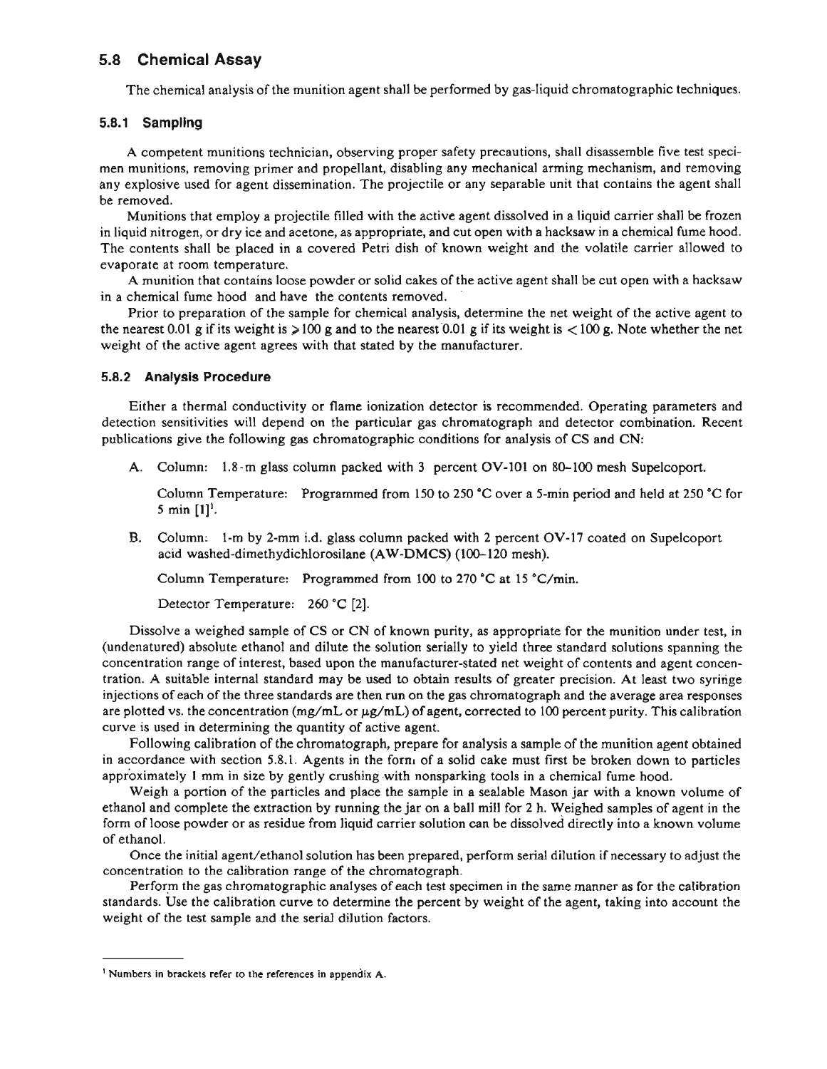## 5.8 Chemical Assay

The chemical analysis of the munition agent shall be performed by gas-liquid chromatographic techniques.

### 5.8.1 Sampling

A competent munitions technician, observing proper safety precautions, shall disassemble five test specimen munitions, removing primer and propellant, disabling any mechanical arming mechanism, and removing any explosive used for agent dissemination. The projectile or any separable unit that contains the agent shall be removed.

Munitions that employ a projectile filled with the active agent dissolved in a liquid carrier shall be frozen in liquid nitrogen, or dry ice and acetone, as appropriate, and cut open with a hacksaw in a chemical fume hood. The contents shall be placed in a covered Petri dish of known weight and the volatile carrier allowed to evaporate at room temperature.

A munition that contains loose powder or solid cakes of the active agent shall be cut open with a hacksaw in a chemical fume hood and have the contents removed.

Prior to preparation of the sample for chemical analysis, determine the net weight of the active agent to the nearest 0.01 g if its weight is ⩾100 g and to the nearest 0.01 g if its weight is <100 g. Note whether the net weight of the active agent agrees with that stated by the manufacturer.

### 5.8.2 Analysis Procedure

Either a thermal conductivity or flame ionization detector is recommended. Operating parameters and detection sensitivities will depend on the particular gas chromatograph and detector combination. Recent publications give the following gas chromatographic conditions for analysis of CS and CN:

A. Column: 1.8-m glass column packed with 3 percent OV-101 on 80–100 mesh Supelcoport.

   Column Temperature: Programmed from 150 to 250 °C over a 5-min period and held at 250 °C for 5 min [1][1].

B. Column: 1-m by 2-mm i.d. glass column packed with 2 percent OV-17 coated on Supelcoport acid washed-dimethydichlorosilane (AW-DMCS) (100–120 mesh).

   Column Temperature: Programmed from 100 to 270 °C at 15 °C/min.

   Detector Temperature: 260 °C [2].

Dissolve a weighed sample of CS or CN of known purity, as appropriate for the munition under test, in (undenatured) absolute ethanol and dilute the solution serially to yield three standard solutions spanning the concentration range of interest, based upon the manufacturer-stated net weight of contents and agent concentration. A suitable internal standard may be used to obtain results of greater precision. At least two syringe injections of each of the three standards are then run on the gas chromatograph and the average area responses are plotted vs. the concentration (mg/mL or μg/mL) of agent, corrected to 100 percent purity. This calibration curve is used in determining the quantity of active agent.

Following calibration of the chromatograph, prepare for analysis a sample of the munition agent obtained in accordance with section 5.8.1. Agents in the form of a solid cake must first be broken down to particles approximately 1 mm in size by gently crushing with nonsparking tools in a chemical fume hood.

Weigh a portion of the particles and place the sample in a sealable Mason jar with a known volume of ethanol and complete the extraction by running the jar on a ball mill for 2 h. Weighed samples of agent in the form of loose powder or as residue from liquid carrier solution can be dissolved directly into a known volume of ethanol.

Once the initial agent/ethanol solution has been prepared, perform serial dilution if necessary to adjust the concentration to the calibration range of the chromatograph.

Perform the gas chromatographic analyses of each test specimen in the same manner as for the calibration standards. Use the calibration curve to determine the percent by weight of the agent, taking into account the weight of the test sample and the serial dilution factors.

---

[1] Numbers in brackets refer to the references in appendix A.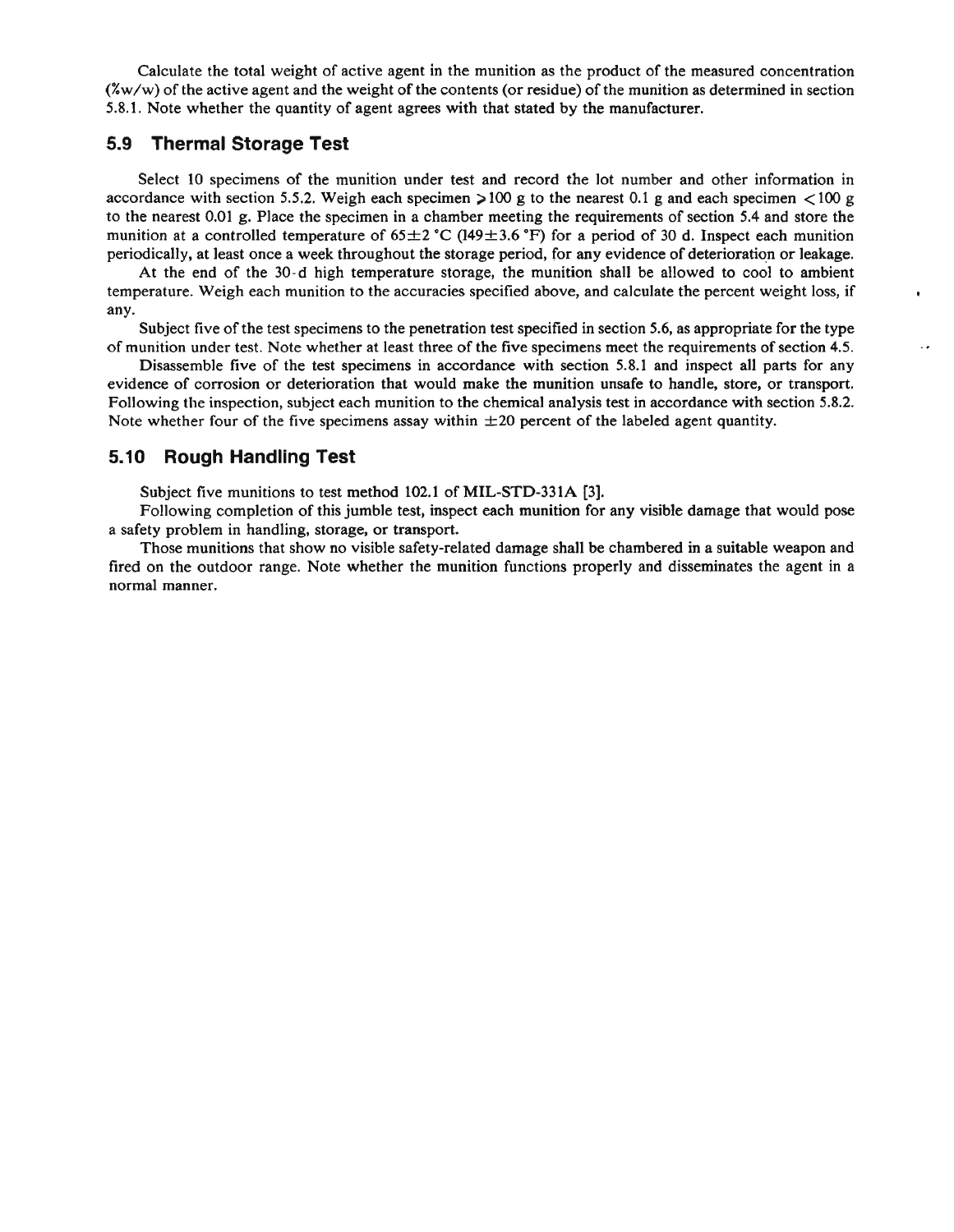Calculate the total weight of active agent in the munition as the product of the measured concentration (%w/w) of the active agent and the weight of the contents (or residue) of the munition as determined in section 5.8.1. Note whether the quantity of agent agrees with that stated by the manufacturer.

## 5.9 Thermal Storage Test

Select 10 specimens of the munition under test and record the lot number and other information in accordance with section 5.5.2. Weigh each specimen ≥100 g to the nearest 0.1 g and each specimen <100 g to the nearest 0.01 g. Place the specimen in a chamber meeting the requirements of section 5.4 and store the munition at a controlled temperature of 65±2 °C (149±3.6 °F) for a period of 30 d. Inspect each munition periodically, at least once a week throughout the storage period, for any evidence of deterioration or leakage.

At the end of the 30-d high temperature storage, the munition shall be allowed to cool to ambient temperature. Weigh each munition to the accuracies specified above, and calculate the percent weight loss, if any.

Subject five of the test specimens to the penetration test specified in section 5.6, as appropriate for the type of munition under test. Note whether at least three of the five specimens meet the requirements of section 4.5.

Disassemble five of the test specimens in accordance with section 5.8.1 and inspect all parts for any evidence of corrosion or deterioration that would make the munition unsafe to handle, store, or transport. Following the inspection, subject each munition to the chemical analysis test in accordance with section 5.8.2. Note whether four of the five specimens assay within ±20 percent of the labeled agent quantity.

## 5.10 Rough Handling Test

Subject five munitions to test method 102.1 of MIL-STD-331A [3].

Following completion of this jumble test, inspect each munition for any visible damage that would pose a safety problem in handling, storage, or transport.

Those munitions that show no visible safety-related damage shall be chambered in a suitable weapon and fired on the outdoor range. Note whether the munition functions properly and disseminates the agent in a normal manner.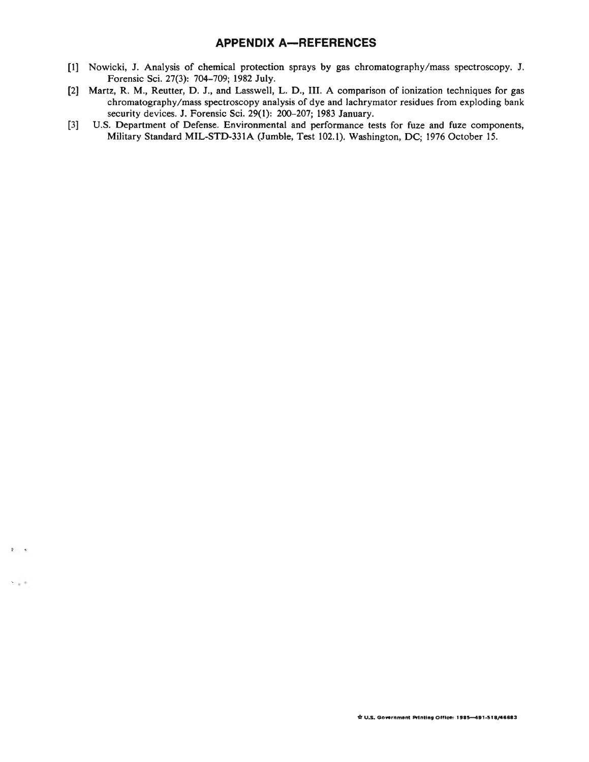## APPENDIX A—REFERENCES

[1] Nowicki, J. Analysis of chemical protection sprays by gas chromatography/mass spectroscopy. J. Forensic Sci. 27(3): 704–709; 1982 July.

[2] Martz, R. M., Reutter, D. J., and Lasswell, L. D., III. A comparison of ionization techniques for gas chromatography/mass spectroscopy analysis of dye and lachrymator residues from exploding bank security devices. J. Forensic Sci. 29(1): 200–207; 1983 January.

[3] U.S. Department of Defense. Environmental and performance tests for fuze and fuze components, Military Standard MIL-STD-331A (Jumble, Test 102.1). Washington, DC; 1976 October 15.

☆ U.S. Government Printing Office: 1985—491-518/46683